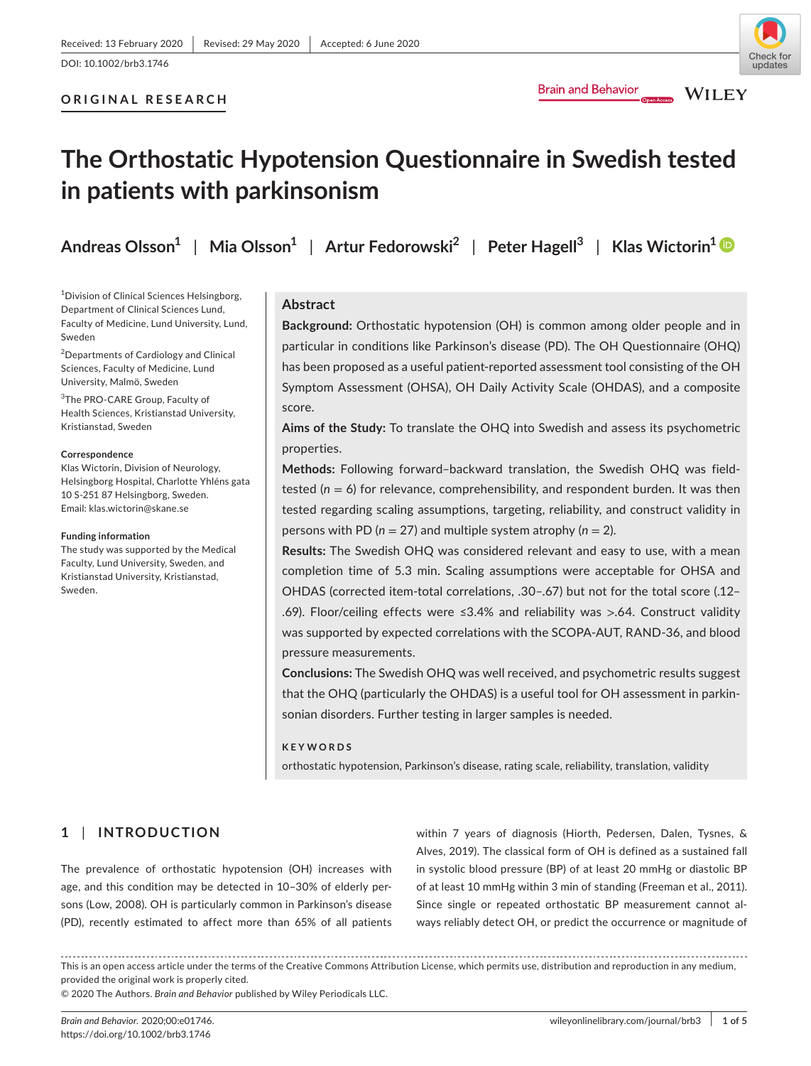Received: 13 February 2020 | Revised: 29 May 2020 | Accepted: 6 June 2020

DOI: 10.1002/brb3.1746

ORIGINAL RESEARCH

# The Orthostatic Hypotension Questionnaire in Swedish tested in patients with parkinsonism

Andreas Olsson[1] | Mia Olsson[1] | Artur Fedorowski[2] | Peter Hagell[3] | Klas Wictorin[1]

[1]Division of Clinical Sciences Helsingborg, Department of Clinical Sciences Lund, Faculty of Medicine, Lund University, Lund, Sweden

[2]Departments of Cardiology and Clinical Sciences, Faculty of Medicine, Lund University, Malmö, Sweden

[3]The PRO-CARE Group, Faculty of Health Sciences, Kristianstad University, Kristianstad, Sweden

**Correspondence**
Klas Wictorin, Division of Neurology, Helsingborg Hospital, Charlotte Yhléns gata 10 S-251 87 Helsingborg, Sweden.
Email: klas.wictorin@skane.se

**Funding information**
The study was supported by the Medical Faculty, Lund University, Sweden, and Kristianstad University, Kristianstad, Sweden.

## Abstract

**Background:** Orthostatic hypotension (OH) is common among older people and in particular in conditions like Parkinson's disease (PD). The OH Questionnaire (OHQ) has been proposed as a useful patient-reported assessment tool consisting of the OH Symptom Assessment (OHSA), OH Daily Activity Scale (OHDAS), and a composite score.

**Aims of the Study:** To translate the OHQ into Swedish and assess its psychometric properties.

**Methods:** Following forward–backward translation, the Swedish OHQ was field-tested ($n = 6$) for relevance, comprehensibility, and respondent burden. It was then tested regarding scaling assumptions, targeting, reliability, and construct validity in persons with PD ($n = 27$) and multiple system atrophy ($n = 2$).

**Results:** The Swedish OHQ was considered relevant and easy to use, with a mean completion time of 5.3 min. Scaling assumptions were acceptable for OHSA and OHDAS (corrected item-total correlations, .30–.67) but not for the total score (.12–.69). Floor/ceiling effects were ≤3.4% and reliability was >.64. Construct validity was supported by expected correlations with the SCOPA-AUT, RAND-36, and blood pressure measurements.

**Conclusions:** The Swedish OHQ was well received, and psychometric results suggest that the OHQ (particularly the OHDAS) is a useful tool for OH assessment in parkinsonian disorders. Further testing in larger samples is needed.

**KEYWORDS**
orthostatic hypotension, Parkinson's disease, rating scale, reliability, translation, validity

## 1 | INTRODUCTION

The prevalence of orthostatic hypotension (OH) increases with age, and this condition may be detected in 10–30% of elderly persons (Low, 2008). OH is particularly common in Parkinson's disease (PD), recently estimated to affect more than 65% of all patients within 7 years of diagnosis (Hiorth, Pedersen, Dalen, Tysnes, & Alves, 2019). The classical form of OH is defined as a sustained fall in systolic blood pressure (BP) of at least 20 mmHg or diastolic BP of at least 10 mmHg within 3 min of standing (Freeman et al., 2011). Since single or repeated orthostatic BP measurement cannot always reliably detect OH, or predict the occurrence or magnitude of

This is an open access article under the terms of the Creative Commons Attribution License, which permits use, distribution and reproduction in any medium, provided the original work is properly cited.
© 2020 The Authors. *Brain and Behavior* published by Wiley Periodicals LLC.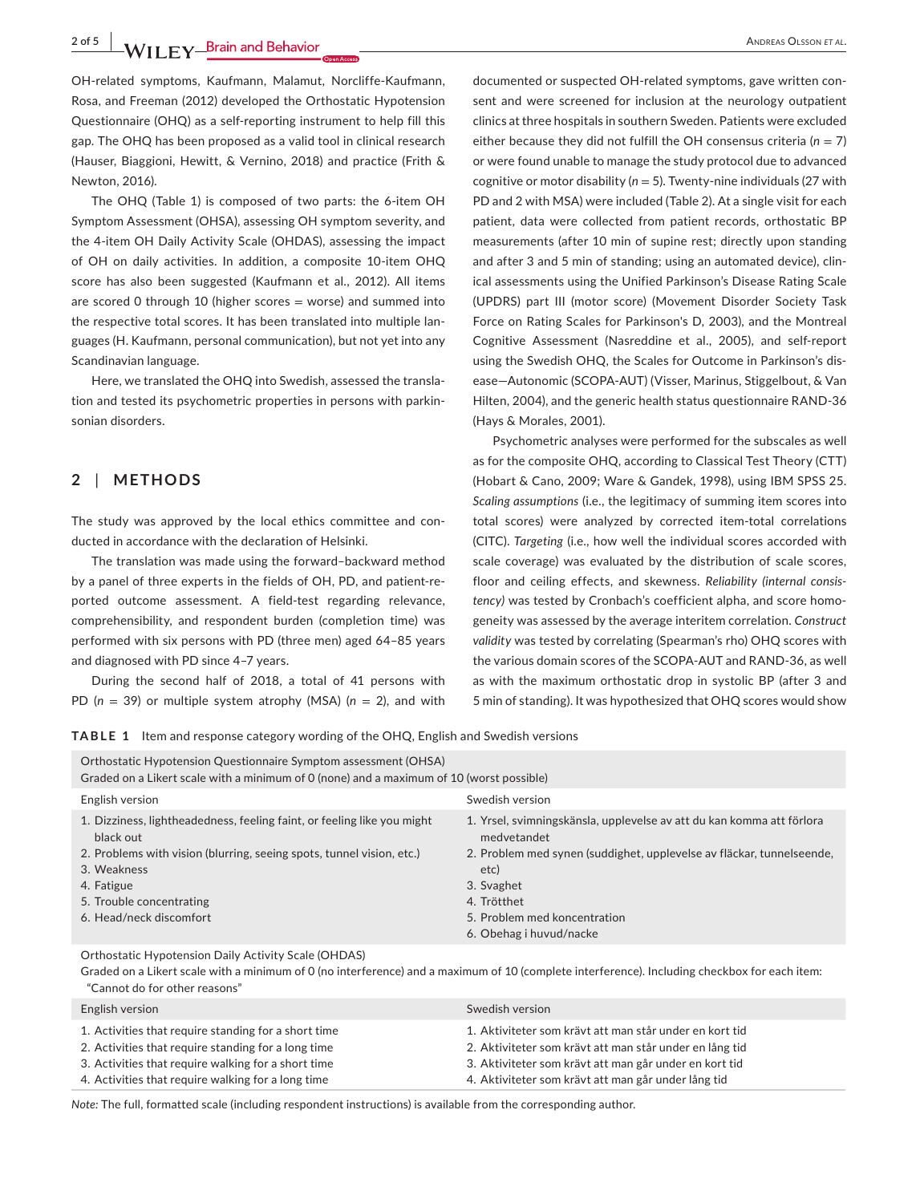OH-related symptoms, Kaufmann, Malamut, Norcliffe-Kaufmann, Rosa, and Freeman (2012) developed the Orthostatic Hypotension Questionnaire (OHQ) as a self-reporting instrument to help fill this gap. The OHQ has been proposed as a valid tool in clinical research (Hauser, Biaggioni, Hewitt, & Vernino, 2018) and practice (Frith & Newton, 2016).

The OHQ (Table 1) is composed of two parts: the 6-item OH Symptom Assessment (OHSA), assessing OH symptom severity, and the 4-item OH Daily Activity Scale (OHDAS), assessing the impact of OH on daily activities. In addition, a composite 10-item OHQ score has also been suggested (Kaufmann et al., 2012). All items are scored 0 through 10 (higher scores = worse) and summed into the respective total scores. It has been translated into multiple languages (H. Kaufmann, personal communication), but not yet into any Scandinavian language.

Here, we translated the OHQ into Swedish, assessed the translation and tested its psychometric properties in persons with parkinsonian disorders.

## 2 | METHODS

The study was approved by the local ethics committee and conducted in accordance with the declaration of Helsinki.

The translation was made using the forward–backward method by a panel of three experts in the fields of OH, PD, and patient-reported outcome assessment. A field-test regarding relevance, comprehensibility, and respondent burden (completion time) was performed with six persons with PD (three men) aged 64–85 years and diagnosed with PD since 4–7 years.

During the second half of 2018, a total of 41 persons with PD ($n$ = 39) or multiple system atrophy (MSA) ($n$ = 2), and with documented or suspected OH-related symptoms, gave written consent and were screened for inclusion at the neurology outpatient clinics at three hospitals in southern Sweden. Patients were excluded either because they did not fulfill the OH consensus criteria ($n$ = 7) or were found unable to manage the study protocol due to advanced cognitive or motor disability ($n$ = 5). Twenty-nine individuals (27 with PD and 2 with MSA) were included (Table 2). At a single visit for each patient, data were collected from patient records, orthostatic BP measurements (after 10 min of supine rest; directly upon standing and after 3 and 5 min of standing; using an automated device), clinical assessments using the Unified Parkinson's Disease Rating Scale (UPDRS) part III (motor score) (Movement Disorder Society Task Force on Rating Scales for Parkinson's D, 2003), and the Montreal Cognitive Assessment (Nasreddine et al., 2005), and self-report using the Swedish OHQ, the Scales for Outcome in Parkinson's disease—Autonomic (SCOPA-AUT) (Visser, Marinus, Stiggelbout, & Van Hilten, 2004), and the generic health status questionnaire RAND-36 (Hays & Morales, 2001).

Psychometric analyses were performed for the subscales as well as for the composite OHQ, according to Classical Test Theory (CTT) (Hobart & Cano, 2009; Ware & Gandek, 1998), using IBM SPSS 25. *Scaling assumptions* (i.e., the legitimacy of summing item scores into total scores) were analyzed by corrected item-total correlations (CITC). *Targeting* (i.e., how well the individual scores accorded with scale coverage) was evaluated by the distribution of scale scores, floor and ceiling effects, and skewness. *Reliability (internal consistency)* was tested by Cronbach's coefficient alpha, and score homogeneity was assessed by the average interitem correlation. *Construct validity* was tested by correlating (Spearman's rho) OHQ scores with the various domain scores of the SCOPA-AUT and RAND-36, as well as with the maximum orthostatic drop in systolic BP (after 3 and 5 min of standing). It was hypothesized that OHQ scores would show

**TABLE 1** Item and response category wording of the OHQ, English and Swedish versions

| English version | Swedish version |
|---|---|
| **Orthostatic Hypotension Questionnaire Symptom assessment (OHSA)** Graded on a Likert scale with a minimum of 0 (none) and a maximum of 10 (worst possible) | |
| 1. Dizziness, lightheadedness, feeling faint, or feeling like you might black out | 1. Yrsel, svimningskänsla, upplevelse av att du kan komma att förlora medvetandet |
| 2. Problems with vision (blurring, seeing spots, tunnel vision, etc.) | 2. Problem med synen (suddighet, upplevelse av fläckar, tunnelseende, etc) |
| 3. Weakness | 3. Svaghet |
| 4. Fatigue | 4. Trötthet |
| 5. Trouble concentrating | 5. Problem med koncentration |
| 6. Head/neck discomfort | 6. Obehag i huvud/nacke |
| **Orthostatic Hypotension Daily Activity Scale (OHDAS)** Graded on a Likert scale with a minimum of 0 (no interference) and a maximum of 10 (complete interference). Including checkbox for each item: "Cannot do for other reasons" | |
| 1. Activities that require standing for a short time | 1. Aktiviteter som krävt att man står under en kort tid |
| 2. Activities that require standing for a long time | 2. Aktiviteter som krävt att man står under en lång tid |
| 3. Activities that require walking for a short time | 3. Aktiviteter som krävt att man går under en kort tid |
| 4. Activities that require walking for a long time | 4. Aktiviteter som krävt att man går under lång tid |

*Note:* The full, formatted scale (including respondent instructions) is available from the corresponding author.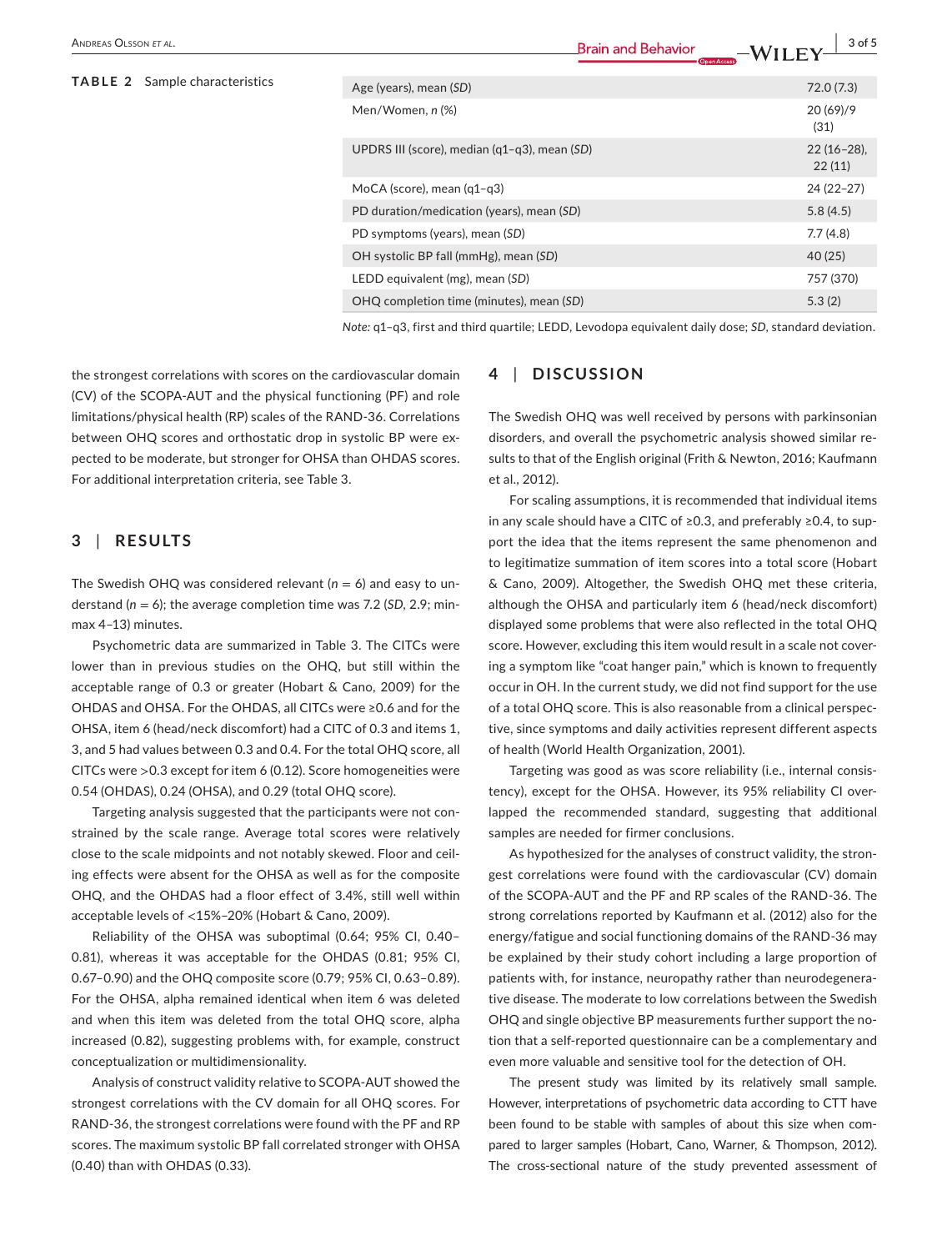**TABLE 2** Sample characteristics

| Characteristic | Value |
|---|---|
| Age (years), mean (*SD*) | 72.0 (7.3) |
| Men/Women, *n* (%) | 20 (69)/9 (31) |
| UPDRS III (score), median (q1–q3), mean (*SD*) | 22 (16–28), 22 (11) |
| MoCA (score), mean (q1–q3) | 24 (22–27) |
| PD duration/medication (years), mean (*SD*) | 5.8 (4.5) |
| PD symptoms (years), mean (*SD*) | 7.7 (4.8) |
| OH systolic BP fall (mmHg), mean (*SD*) | 40 (25) |
| LEDD equivalent (mg), mean (*SD*) | 757 (370) |
| OHQ completion time (minutes), mean (*SD*) | 5.3 (2) |

*Note:* q1–q3, first and third quartile; LEDD, Levodopa equivalent daily dose; *SD*, standard deviation.

the strongest correlations with scores on the cardiovascular domain (CV) of the SCOPA-AUT and the physical functioning (PF) and role limitations/physical health (RP) scales of the RAND-36. Correlations between OHQ scores and orthostatic drop in systolic BP were expected to be moderate, but stronger for OHSA than OHDAS scores. For additional interpretation criteria, see Table 3.

## 3 | RESULTS

The Swedish OHQ was considered relevant ($n = 6$) and easy to understand ($n = 6$); the average completion time was 7.2 (*SD*, 2.9; min-max 4–13) minutes.

Psychometric data are summarized in Table 3. The CITCs were lower than in previous studies on the OHQ, but still within the acceptable range of 0.3 or greater (Hobart & Cano, 2009) for the OHDAS and OHSA. For the OHDAS, all CITCs were ≥0.6 and for the OHSA, item 6 (head/neck discomfort) had a CITC of 0.3 and items 1, 3, and 5 had values between 0.3 and 0.4. For the total OHQ score, all CITCs were >0.3 except for item 6 (0.12). Score homogeneities were 0.54 (OHDAS), 0.24 (OHSA), and 0.29 (total OHQ score).

Targeting analysis suggested that the participants were not constrained by the scale range. Average total scores were relatively close to the scale midpoints and not notably skewed. Floor and ceiling effects were absent for the OHSA as well as for the composite OHQ, and the OHDAS had a floor effect of 3.4%, still well within acceptable levels of <15%–20% (Hobart & Cano, 2009).

Reliability of the OHSA was suboptimal (0.64; 95% CI, 0.40–0.81), whereas it was acceptable for the OHDAS (0.81; 95% CI, 0.67–0.90) and the OHQ composite score (0.79; 95% CI, 0.63–0.89). For the OHSA, alpha remained identical when item 6 was deleted and when this item was deleted from the total OHQ score, alpha increased (0.82), suggesting problems with, for example, construct conceptualization or multidimensionality.

Analysis of construct validity relative to SCOPA-AUT showed the strongest correlations with the CV domain for all OHQ scores. For RAND-36, the strongest correlations were found with the PF and RP scores. The maximum systolic BP fall correlated stronger with OHSA (0.40) than with OHDAS (0.33).

## 4 | DISCUSSION

The Swedish OHQ was well received by persons with parkinsonian disorders, and overall the psychometric analysis showed similar results to that of the English original (Frith & Newton, 2016; Kaufmann et al., 2012).

For scaling assumptions, it is recommended that individual items in any scale should have a CITC of ≥0.3, and preferably ≥0.4, to support the idea that the items represent the same phenomenon and to legitimatize summation of item scores into a total score (Hobart & Cano, 2009). Altogether, the Swedish OHQ met these criteria, although the OHSA and particularly item 6 (head/neck discomfort) displayed some problems that were also reflected in the total OHQ score. However, excluding this item would result in a scale not covering a symptom like "coat hanger pain," which is known to frequently occur in OH. In the current study, we did not find support for the use of a total OHQ score. This is also reasonable from a clinical perspective, since symptoms and daily activities represent different aspects of health (World Health Organization, 2001).

Targeting was good as was score reliability (i.e., internal consistency), except for the OHSA. However, its 95% reliability CI overlapped the recommended standard, suggesting that additional samples are needed for firmer conclusions.

As hypothesized for the analyses of construct validity, the strongest correlations were found with the cardiovascular (CV) domain of the SCOPA-AUT and the PF and RP scales of the RAND-36. The strong correlations reported by Kaufmann et al. (2012) also for the energy/fatigue and social functioning domains of the RAND-36 may be explained by their study cohort including a large proportion of patients with, for instance, neuropathy rather than neurodegenerative disease. The moderate to low correlations between the Swedish OHQ and single objective BP measurements further support the notion that a self-reported questionnaire can be a complementary and even more valuable and sensitive tool for the detection of OH.

The present study was limited by its relatively small sample. However, interpretations of psychometric data according to CTT have been found to be stable with samples of about this size when compared to larger samples (Hobart, Cano, Warner, & Thompson, 2012). The cross-sectional nature of the study prevented assessment of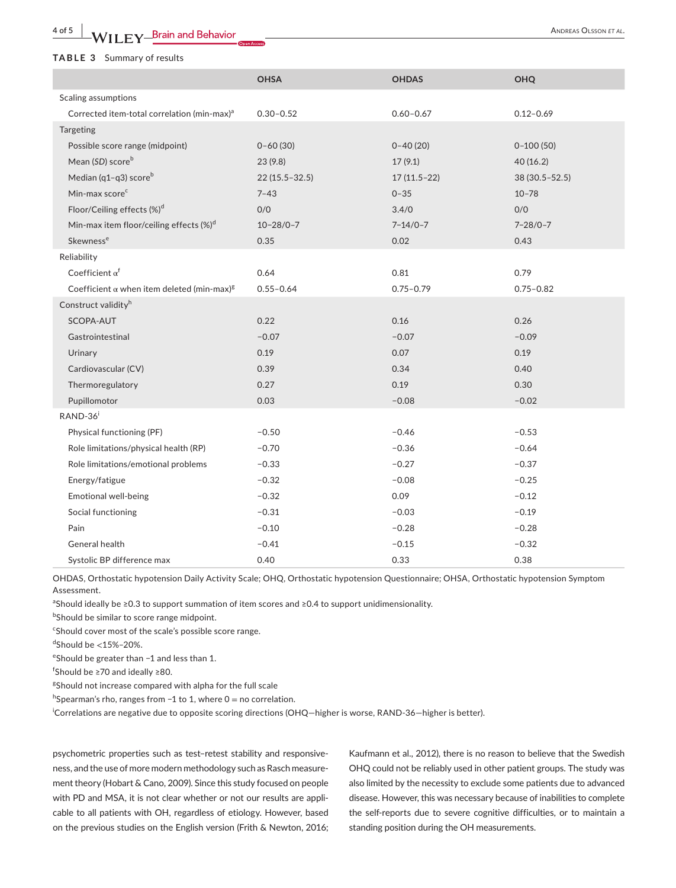**TABLE 3** Summary of results

| | OHSA | OHDAS | OHQ |
|---|---|---|---|
| Scaling assumptions | | | |
| Corrected item-total correlation (min-max)[a] | 0.30–0.52 | 0.60–0.67 | 0.12–0.69 |
| Targeting | | | |
| Possible score range (midpoint) | 0–60 (30) | 0–40 (20) | 0–100 (50) |
| Mean (*SD*) score[b] | 23 (9.8) | 17 (9.1) | 40 (16.2) |
| Median (q1–q3) score[b] | 22 (15.5–32.5) | 17 (11.5–22) | 38 (30.5–52.5) |
| Min-max score[c] | 7–43 | 0–35 | 10–78 |
| Floor/Ceiling effects (%)[d] | 0/0 | 3.4/0 | 0/0 |
| Min-max item floor/ceiling effects (%)[d] | 10–28/0–7 | 7–14/0–7 | 7–28/0–7 |
| Skewness[e] | 0.35 | 0.02 | 0.43 |
| Reliability | | | |
| Coefficient α[f] | 0.64 | 0.81 | 0.79 |
| Coefficient α when item deleted (min-max)[g] | 0.55–0.64 | 0.75–0.79 | 0.75–0.82 |
| Construct validity[h] | | | |
| SCOPA-AUT | 0.22 | 0.16 | 0.26 |
| Gastrointestinal | −0.07 | −0.07 | −0.09 |
| Urinary | 0.19 | 0.07 | 0.19 |
| Cardiovascular (CV) | 0.39 | 0.34 | 0.40 |
| Thermoregulatory | 0.27 | 0.19 | 0.30 |
| Pupillomotor | 0.03 | −0.08 | −0.02 |
| RAND-36[i] | | | |
| Physical functioning (PF) | −0.50 | −0.46 | −0.53 |
| Role limitations/physical health (RP) | −0.70 | −0.36 | −0.64 |
| Role limitations/emotional problems | −0.33 | −0.27 | −0.37 |
| Energy/fatigue | −0.32 | −0.08 | −0.25 |
| Emotional well-being | −0.32 | 0.09 | −0.12 |
| Social functioning | −0.31 | −0.03 | −0.19 |
| Pain | −0.10 | −0.28 | −0.28 |
| General health | −0.41 | −0.15 | −0.32 |
| Systolic BP difference max | 0.40 | 0.33 | 0.38 |

OHDAS, Orthostatic hypotension Daily Activity Scale; OHQ, Orthostatic hypotension Questionnaire; OHSA, Orthostatic hypotension Symptom Assessment.

[a]Should ideally be ≥0.3 to support summation of item scores and ≥0.4 to support unidimensionality.

[b]Should be similar to score range midpoint.

[c]Should cover most of the scale's possible score range.

[d]Should be <15%–20%.

[e]Should be greater than −1 and less than 1.

[f]Should be ≥70 and ideally ≥80.

[g]Should not increase compared with alpha for the full scale

[h]Spearman's rho, ranges from −1 to 1, where 0 = no correlation.

[i]Correlations are negative due to opposite scoring directions (OHQ—higher is worse, RAND-36—higher is better).

psychometric properties such as test–retest stability and responsiveness, and the use of more modern methodology such as Rasch measurement theory (Hobart & Cano, 2009). Since this study focused on people with PD and MSA, it is not clear whether or not our results are applicable to all patients with OH, regardless of etiology. However, based on the previous studies on the English version (Frith & Newton, 2016; Kaufmann et al., 2012), there is no reason to believe that the Swedish OHQ could not be reliably used in other patient groups. The study was also limited by the necessity to exclude some patients due to advanced disease. However, this was necessary because of inabilities to complete the self-reports due to severe cognitive difficulties, or to maintain a standing position during the OH measurements.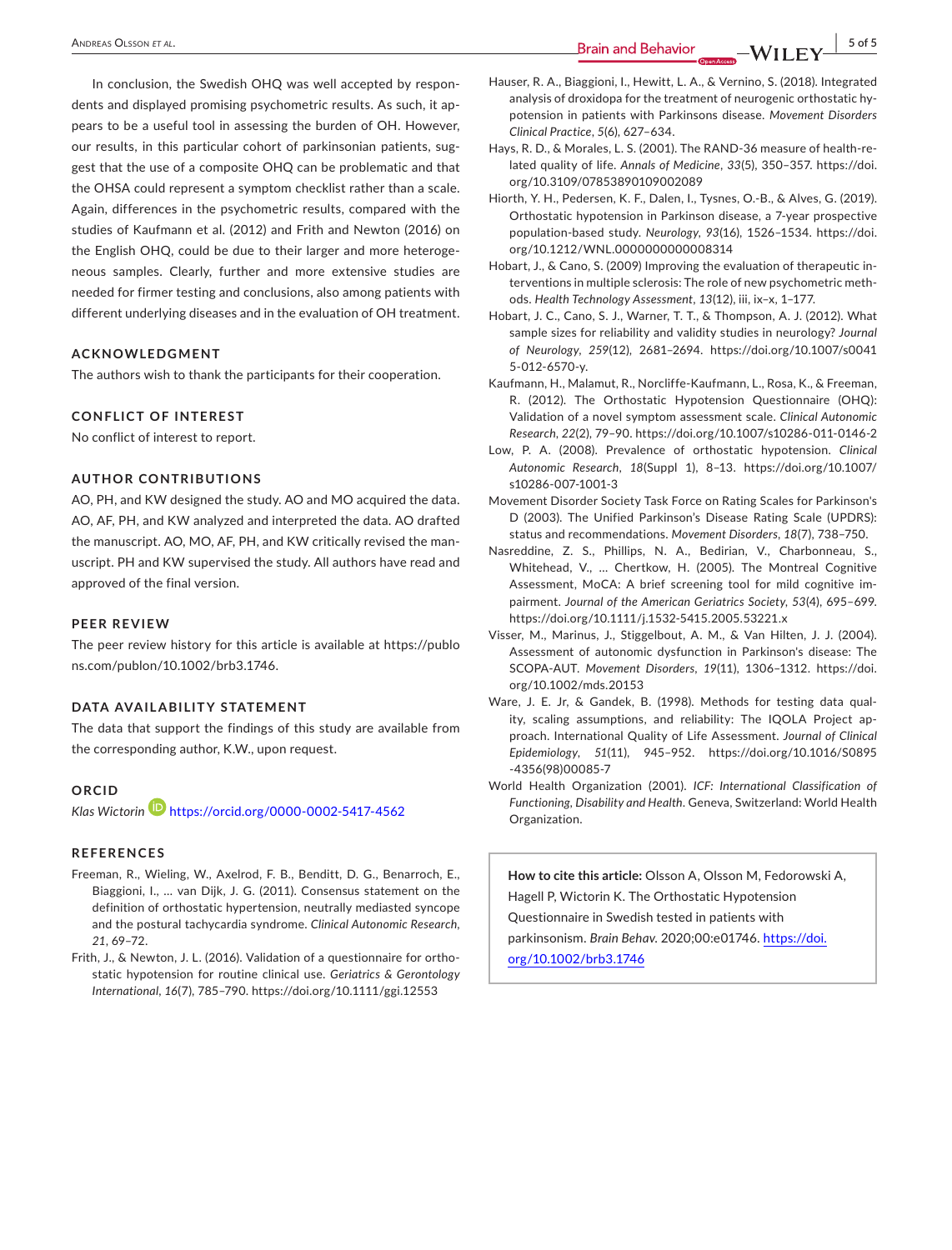In conclusion, the Swedish OHQ was well accepted by respondents and displayed promising psychometric results. As such, it appears to be a useful tool in assessing the burden of OH. However, our results, in this particular cohort of parkinsonian patients, suggest that the use of a composite OHQ can be problematic and that the OHSA could represent a symptom checklist rather than a scale. Again, differences in the psychometric results, compared with the studies of Kaufmann et al. (2012) and Frith and Newton (2016) on the English OHQ, could be due to their larger and more heterogeneous samples. Clearly, further and more extensive studies are needed for firmer testing and conclusions, also among patients with different underlying diseases and in the evaluation of OH treatment.

## ACKNOWLEDGMENT

The authors wish to thank the participants for their cooperation.

## CONFLICT OF INTEREST

No conflict of interest to report.

## AUTHOR CONTRIBUTIONS

AO, PH, and KW designed the study. AO and MO acquired the data. AO, AF, PH, and KW analyzed and interpreted the data. AO drafted the manuscript. AO, MO, AF, PH, and KW critically revised the manuscript. PH and KW supervised the study. All authors have read and approved of the final version.

## PEER REVIEW

The peer review history for this article is available at https://publons.com/publon/10.1002/brb3.1746.

## DATA AVAILABILITY STATEMENT

The data that support the findings of this study are available from the corresponding author, K.W., upon request.

## ORCID

*Klas Wictorin* https://orcid.org/0000-0002-5417-4562

## REFERENCES

Freeman, R., Wieling, W., Axelrod, F. B., Benditt, D. G., Benarroch, E., Biaggioni, I., … van Dijk, J. G. (2011). Consensus statement on the definition of orthostatic hypertension, neutrally mediasted syncope and the postural tachycardia syndrome. *Clinical Autonomic Research*, *21*, 69–72.

Frith, J., & Newton, J. L. (2016). Validation of a questionnaire for orthostatic hypotension for routine clinical use. *Geriatrics & Gerontology International*, *16*(7), 785–790. https://doi.org/10.1111/ggi.12553

Hauser, R. A., Biaggioni, I., Hewitt, L. A., & Vernino, S. (2018). Integrated analysis of droxidopa for the treatment of neurogenic orthostatic hypotension in patients with Parkinsons disease. *Movement Disorders Clinical Practice*, *5*(6), 627–634.

Hays, R. D., & Morales, L. S. (2001). The RAND-36 measure of health-related quality of life. *Annals of Medicine*, *33*(5), 350–357. https://doi.org/10.3109/07853890109002089

Hiorth, Y. H., Pedersen, K. F., Dalen, I., Tysnes, O.-B., & Alves, G. (2019). Orthostatic hypotension in Parkinson disease, a 7-year prospective population-based study. *Neurology*, *93*(16), 1526–1534. https://doi.org/10.1212/WNL.0000000000008314

Hobart, J., & Cano, S. (2009) Improving the evaluation of therapeutic interventions in multiple sclerosis: The role of new psychometric methods. *Health Technology Assessment*, *13*(12), iii, ix–x, 1–177.

Hobart, J. C., Cano, S. J., Warner, T. T., & Thompson, A. J. (2012). What sample sizes for reliability and validity studies in neurology? *Journal of Neurology*, *259*(12), 2681–2694. https://doi.org/10.1007/s00415-012-6570-y.

Kaufmann, H., Malamut, R., Norcliffe-Kaufmann, L., Rosa, K., & Freeman, R. (2012). The Orthostatic Hypotension Questionnaire (OHQ): Validation of a novel symptom assessment scale. *Clinical Autonomic Research*, *22*(2), 79–90. https://doi.org/10.1007/s10286-011-0146-2

Low, P. A. (2008). Prevalence of orthostatic hypotension. *Clinical Autonomic Research*, *18*(Suppl 1), 8–13. https://doi.org/10.1007/s10286-007-1001-3

Movement Disorder Society Task Force on Rating Scales for Parkinson's D (2003). The Unified Parkinson's Disease Rating Scale (UPDRS): status and recommendations. *Movement Disorders*, *18*(7), 738–750.

Nasreddine, Z. S., Phillips, N. A., Bedirian, V., Charbonneau, S., Whitehead, V., … Chertkow, H. (2005). The Montreal Cognitive Assessment, MoCA: A brief screening tool for mild cognitive impairment. *Journal of the American Geriatrics Society*, *53*(4), 695–699. https://doi.org/10.1111/j.1532-5415.2005.53221.x

Visser, M., Marinus, J., Stiggelbout, A. M., & Van Hilten, J. J. (2004). Assessment of autonomic dysfunction in Parkinson's disease: The SCOPA-AUT. *Movement Disorders*, *19*(11), 1306–1312. https://doi.org/10.1002/mds.20153

Ware, J. E. Jr, & Gandek, B. (1998). Methods for testing data quality, scaling assumptions, and reliability: The IQOLA Project approach. International Quality of Life Assessment. *Journal of Clinical Epidemiology*, *51*(11), 945–952. https://doi.org/10.1016/S0895-4356(98)00085-7

World Health Organization (2001). *ICF: International Classification of Functioning, Disability and Health*. Geneva, Switzerland: World Health Organization.

**How to cite this article:** Olsson A, Olsson M, Fedorowski A, Hagell P, Wictorin K. The Orthostatic Hypotension Questionnaire in Swedish tested in patients with parkinsonism. *Brain Behav*. 2020;00:e01746. https://doi.org/10.1002/brb3.1746